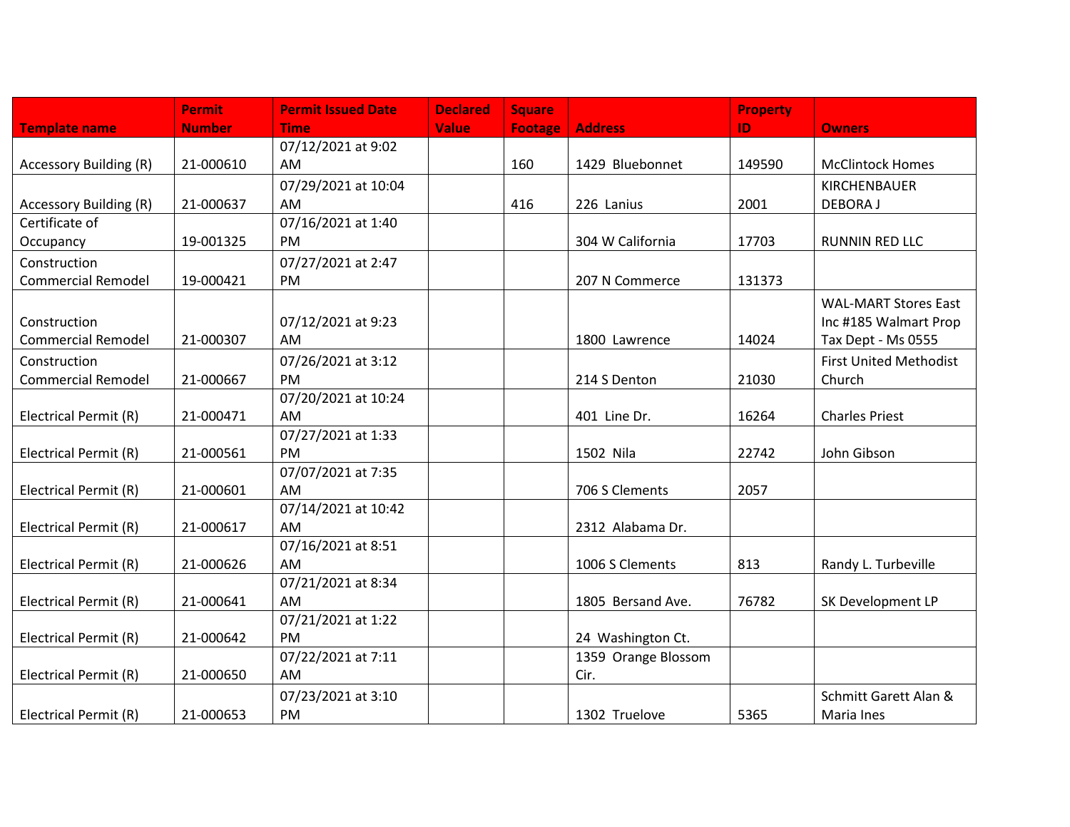| Template name | Permit Number | Permit Issued Date Time | Declared Value | Square Footage | Address | Property ID | Owners |
|---|---|---|---|---|---|---|---|
| Accessory Building (R) | 21-000610 | 07/12/2021 at 9:02 AM | | 160 | 1429 Bluebonnet | 149590 | McClintock Homes |
| Accessory Building (R) | 21-000637 | 07/29/2021 at 10:04 AM | | 416 | 226 Lanius | 2001 | KIRCHENBAUER DEBORA J |
| Certificate of Occupancy | 19-001325 | 07/16/2021 at 1:40 PM | | | 304 W California | 17703 | RUNNIN RED LLC |
| Construction Commercial Remodel | 19-000421 | 07/27/2021 at 2:47 PM | | | 207 N Commerce | 131373 | |
| Construction Commercial Remodel | 21-000307 | 07/12/2021 at 9:23 AM | | | 1800 Lawrence | 14024 | WAL-MART Stores East Inc #185 Walmart Prop Tax Dept - Ms 0555 |
| Construction Commercial Remodel | 21-000667 | 07/26/2021 at 3:12 PM | | | 214 S Denton | 21030 | First United Methodist Church |
| Electrical Permit (R) | 21-000471 | 07/20/2021 at 10:24 AM | | | 401 Line Dr. | 16264 | Charles Priest |
| Electrical Permit (R) | 21-000561 | 07/27/2021 at 1:33 PM | | | 1502 Nila | 22742 | John Gibson |
| Electrical Permit (R) | 21-000601 | 07/07/2021 at 7:35 AM | | | 706 S Clements | 2057 | |
| Electrical Permit (R) | 21-000617 | 07/14/2021 at 10:42 AM | | | 2312 Alabama Dr. | | |
| Electrical Permit (R) | 21-000626 | 07/16/2021 at 8:51 AM | | | 1006 S Clements | 813 | Randy L. Turbeville |
| Electrical Permit (R) | 21-000641 | 07/21/2021 at 8:34 AM | | | 1805 Bersand Ave. | 76782 | SK Development LP |
| Electrical Permit (R) | 21-000642 | 07/21/2021 at 1:22 PM | | | 24 Washington Ct. | | |
| Electrical Permit (R) | 21-000650 | 07/22/2021 at 7:11 AM | | | 1359 Orange Blossom Cir. | | |
| Electrical Permit (R) | 21-000653 | 07/23/2021 at 3:10 PM | | | 1302 Truelove | 5365 | Schmitt Garett Alan & Maria Ines |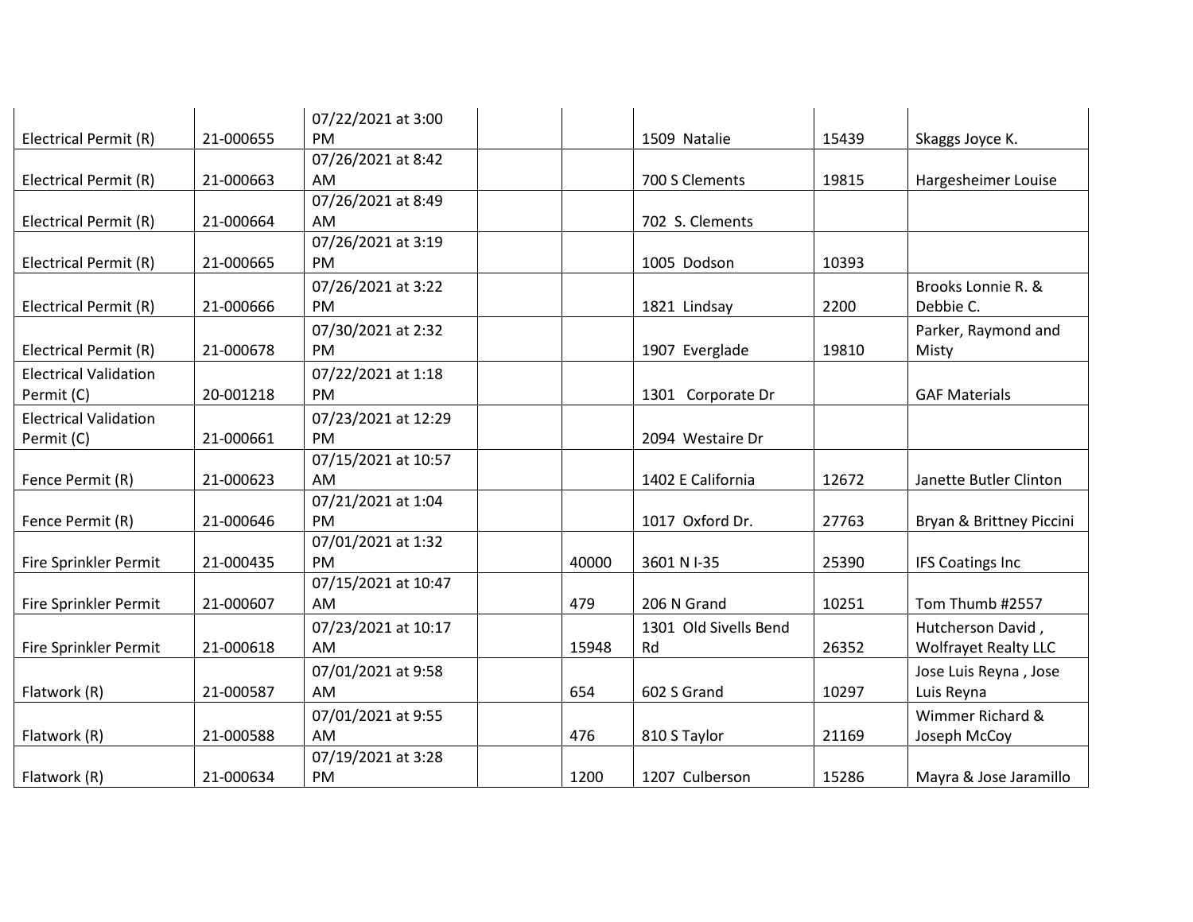|  |  |  |  |  |  |  |  |
|---|---|---|---|---|---|---|---|
| Electrical Permit (R) | 21-000655 | 07/22/2021 at 3:00 PM |  |  | 1509 Natalie | 15439 | Skaggs Joyce K. |
| Electrical Permit (R) | 21-000663 | 07/26/2021 at 8:42 AM |  |  | 700 S Clements | 19815 | Hargesheimer Louise |
| Electrical Permit (R) | 21-000664 | 07/26/2021 at 8:49 AM |  |  | 702 S. Clements |  |  |
| Electrical Permit (R) | 21-000665 | 07/26/2021 at 3:19 PM |  |  | 1005 Dodson | 10393 |  |
| Electrical Permit (R) | 21-000666 | 07/26/2021 at 3:22 PM |  |  | 1821 Lindsay | 2200 | Brooks Lonnie R. & Debbie C. |
| Electrical Permit (R) | 21-000678 | 07/30/2021 at 2:32 PM |  |  | 1907 Everglade | 19810 | Parker, Raymond and Misty |
| Electrical Validation Permit (C) | 20-001218 | 07/22/2021 at 1:18 PM |  |  | 1301 Corporate Dr |  | GAF Materials |
| Electrical Validation Permit (C) | 21-000661 | 07/23/2021 at 12:29 PM |  |  | 2094 Westaire Dr |  |  |
| Fence Permit (R) | 21-000623 | 07/15/2021 at 10:57 AM |  |  | 1402 E California | 12672 | Janette Butler Clinton |
| Fence Permit (R) | 21-000646 | 07/21/2021 at 1:04 PM |  |  | 1017 Oxford Dr. | 27763 | Bryan & Brittney Piccini |
| Fire Sprinkler Permit | 21-000435 | 07/01/2021 at 1:32 PM |  | 40000 | 3601 N I-35 | 25390 | IFS Coatings Inc |
| Fire Sprinkler Permit | 21-000607 | 07/15/2021 at 10:47 AM |  | 479 | 206 N Grand | 10251 | Tom Thumb #2557 |
| Fire Sprinkler Permit | 21-000618 | 07/23/2021 at 10:17 AM |  | 15948 | 1301 Old Sivells Bend Rd | 26352 | Hutcherson David , Wolfrayet Realty LLC |
| Flatwork (R) | 21-000587 | 07/01/2021 at 9:58 AM |  | 654 | 602 S Grand | 10297 | Jose Luis Reyna , Jose Luis Reyna |
| Flatwork (R) | 21-000588 | 07/01/2021 at 9:55 AM |  | 476 | 810 S Taylor | 21169 | Wimmer Richard & Joseph McCoy |
| Flatwork (R) | 21-000634 | 07/19/2021 at 3:28 PM |  | 1200 | 1207 Culberson | 15286 | Mayra & Jose Jaramillo |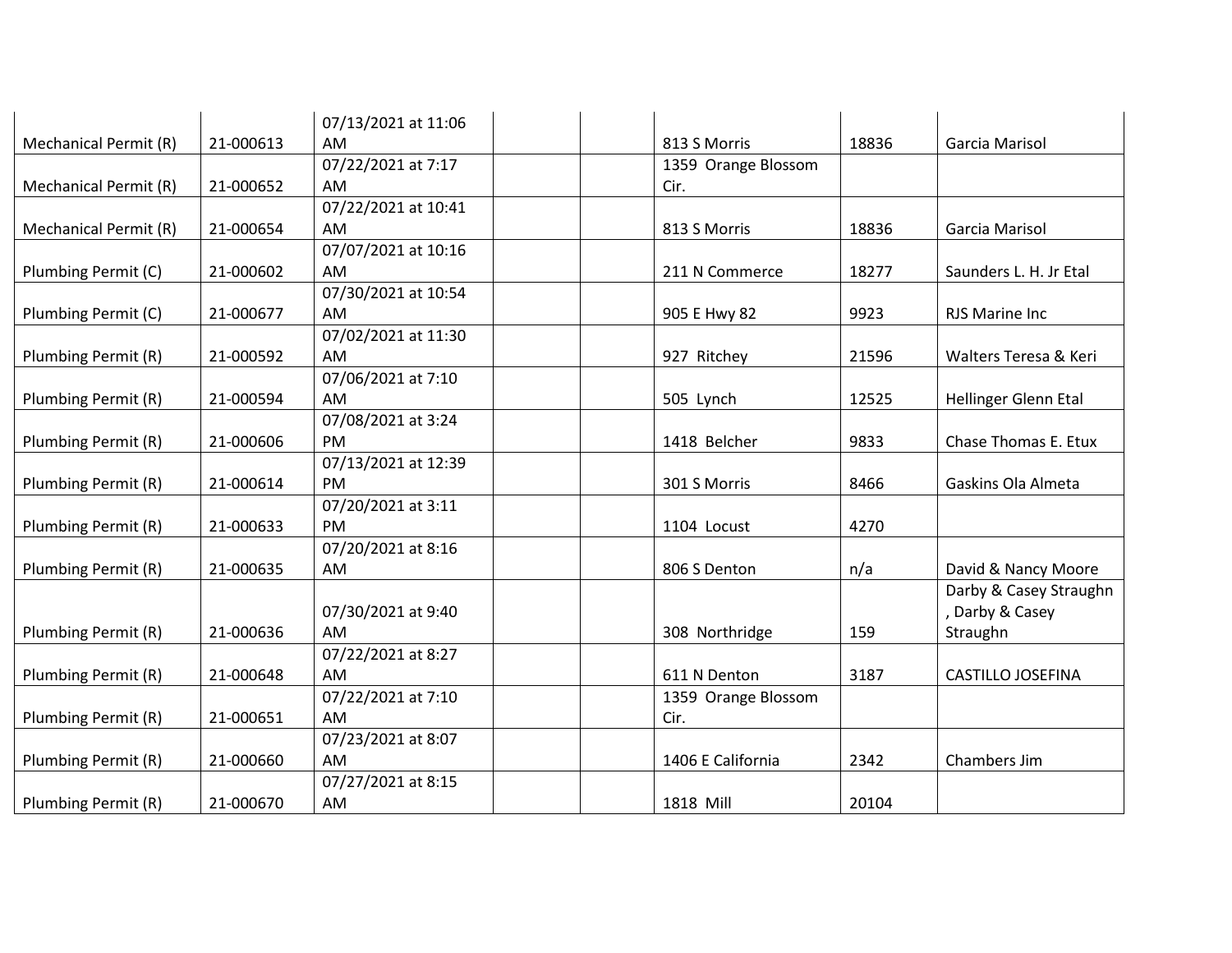| | | | | | | | |
|---|---|---|---|---|---|---|---|
| Mechanical Permit (R) | 21-000613 | 07/13/2021 at 11:06 AM | | | 813 S Morris | 18836 | Garcia Marisol |
| Mechanical Permit (R) | 21-000652 | 07/22/2021 at 7:17 AM | | | 1359 Orange Blossom Cir. | | |
| Mechanical Permit (R) | 21-000654 | 07/22/2021 at 10:41 AM | | | 813 S Morris | 18836 | Garcia Marisol |
| Plumbing Permit (C) | 21-000602 | 07/07/2021 at 10:16 AM | | | 211 N Commerce | 18277 | Saunders L. H. Jr Etal |
| Plumbing Permit (C) | 21-000677 | 07/30/2021 at 10:54 AM | | | 905 E Hwy 82 | 9923 | RJS Marine Inc |
| Plumbing Permit (R) | 21-000592 | 07/02/2021 at 11:30 AM | | | 927 Ritchey | 21596 | Walters Teresa & Keri |
| Plumbing Permit (R) | 21-000594 | 07/06/2021 at 7:10 AM | | | 505 Lynch | 12525 | Hellinger Glenn Etal |
| Plumbing Permit (R) | 21-000606 | 07/08/2021 at 3:24 PM | | | 1418 Belcher | 9833 | Chase Thomas E. Etux |
| Plumbing Permit (R) | 21-000614 | 07/13/2021 at 12:39 PM | | | 301 S Morris | 8466 | Gaskins Ola Almeta |
| Plumbing Permit (R) | 21-000633 | 07/20/2021 at 3:11 PM | | | 1104 Locust | 4270 | |
| Plumbing Permit (R) | 21-000635 | 07/20/2021 at 8:16 AM | | | 806 S Denton | n/a | David & Nancy Moore |
| Plumbing Permit (R) | 21-000636 | 07/30/2021 at 9:40 AM | | | 308 Northridge | 159 | Darby & Casey Straughn , Darby & Casey Straughn |
| Plumbing Permit (R) | 21-000648 | 07/22/2021 at 8:27 AM | | | 611 N Denton | 3187 | CASTILLO JOSEFINA |
| Plumbing Permit (R) | 21-000651 | 07/22/2021 at 7:10 AM | | | 1359 Orange Blossom Cir. | | |
| Plumbing Permit (R) | 21-000660 | 07/23/2021 at 8:07 AM | | | 1406 E California | 2342 | Chambers Jim |
| Plumbing Permit (R) | 21-000670 | 07/27/2021 at 8:15 AM | | | 1818 Mill | 20104 | |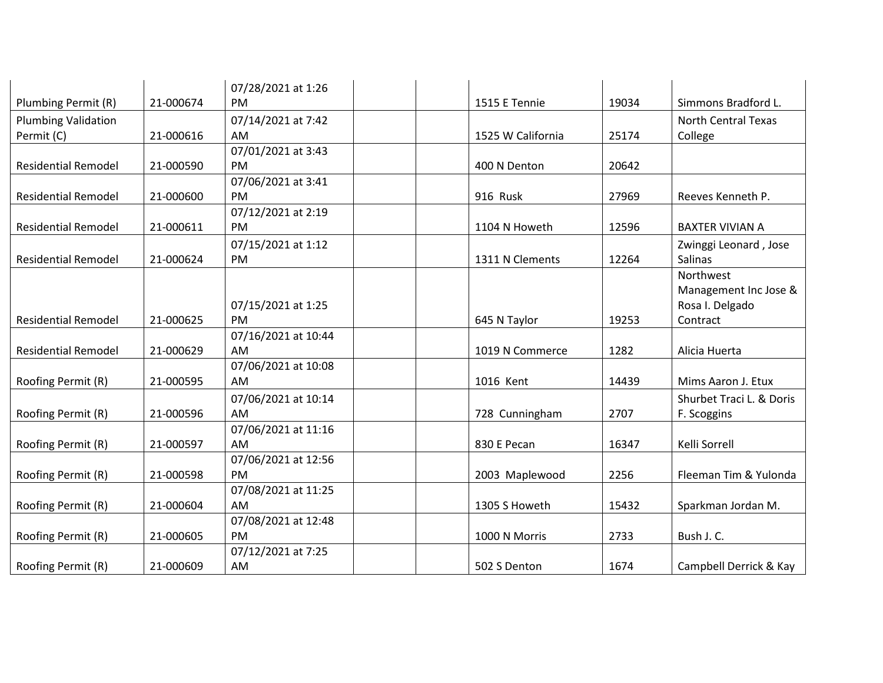| | | | | | | | |
|---|---|---|---|---|---|---|---|
| Plumbing Permit (R) | 21-000674 | 07/28/2021 at 1:26 PM | | | 1515 E Tennie | 19034 | Simmons Bradford L. |
| Plumbing Validation Permit (C) | 21-000616 | 07/14/2021 at 7:42 AM | | | 1525 W California | 25174 | North Central Texas College |
| Residential Remodel | 21-000590 | 07/01/2021 at 3:43 PM | | | 400 N Denton | 20642 | |
| Residential Remodel | 21-000600 | 07/06/2021 at 3:41 PM | | | 916 Rusk | 27969 | Reeves Kenneth P. |
| Residential Remodel | 21-000611 | 07/12/2021 at 2:19 PM | | | 1104 N Howeth | 12596 | BAXTER VIVIAN A |
| Residential Remodel | 21-000624 | 07/15/2021 at 1:12 PM | | | 1311 N Clements | 12264 | Zwinggi Leonard , Jose Salinas |
| Residential Remodel | 21-000625 | 07/15/2021 at 1:25 PM | | | 645 N Taylor | 19253 | Northwest Management Inc Jose & Rosa I. Delgado Contract |
| Residential Remodel | 21-000629 | 07/16/2021 at 10:44 AM | | | 1019 N Commerce | 1282 | Alicia Huerta |
| Roofing Permit (R) | 21-000595 | 07/06/2021 at 10:08 AM | | | 1016 Kent | 14439 | Mims Aaron J. Etux |
| Roofing Permit (R) | 21-000596 | 07/06/2021 at 10:14 AM | | | 728 Cunningham | 2707 | Shurbet Traci L. & Doris F. Scoggins |
| Roofing Permit (R) | 21-000597 | 07/06/2021 at 11:16 AM | | | 830 E Pecan | 16347 | Kelli Sorrell |
| Roofing Permit (R) | 21-000598 | 07/06/2021 at 12:56 PM | | | 2003 Maplewood | 2256 | Fleeman Tim & Yulonda |
| Roofing Permit (R) | 21-000604 | 07/08/2021 at 11:25 AM | | | 1305 S Howeth | 15432 | Sparkman Jordan M. |
| Roofing Permit (R) | 21-000605 | 07/08/2021 at 12:48 PM | | | 1000 N Morris | 2733 | Bush J. C. |
| Roofing Permit (R) | 21-000609 | 07/12/2021 at 7:25 AM | | | 502 S Denton | 1674 | Campbell Derrick & Kay |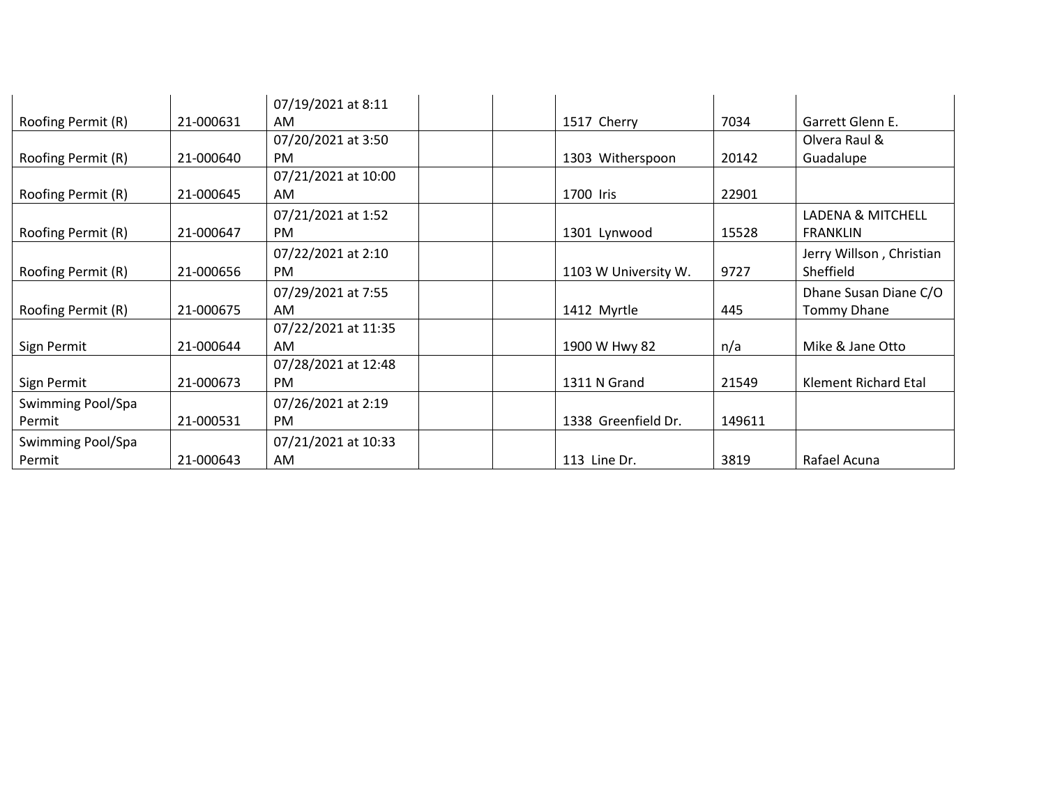| | | | | | | | |
|---|---|---|---|---|---|---|---|
| Roofing Permit (R) | 21-000631 | 07/19/2021 at 8:11 AM | | | 1517 Cherry | 7034 | Garrett Glenn E. |
| Roofing Permit (R) | 21-000640 | 07/20/2021 at 3:50 PM | | | 1303 Witherspoon | 20142 | Olvera Raul & Guadalupe |
| Roofing Permit (R) | 21-000645 | 07/21/2021 at 10:00 AM | | | 1700 Iris | 22901 | |
| Roofing Permit (R) | 21-000647 | 07/21/2021 at 1:52 PM | | | 1301 Lynwood | 15528 | LADENA & MITCHELL FRANKLIN |
| Roofing Permit (R) | 21-000656 | 07/22/2021 at 2:10 PM | | | 1103 W University W. | 9727 | Jerry Willson , Christian Sheffield |
| Roofing Permit (R) | 21-000675 | 07/29/2021 at 7:55 AM | | | 1412 Myrtle | 445 | Dhane Susan Diane C/O Tommy Dhane |
| Sign Permit | 21-000644 | 07/22/2021 at 11:35 AM | | | 1900 W Hwy 82 | n/a | Mike & Jane Otto |
| Sign Permit | 21-000673 | 07/28/2021 at 12:48 PM | | | 1311 N Grand | 21549 | Klement Richard Etal |
| Swimming Pool/Spa Permit | 21-000531 | 07/26/2021 at 2:19 PM | | | 1338 Greenfield Dr. | 149611 | |
| Swimming Pool/Spa Permit | 21-000643 | 07/21/2021 at 10:33 AM | | | 113 Line Dr. | 3819 | Rafael Acuna |